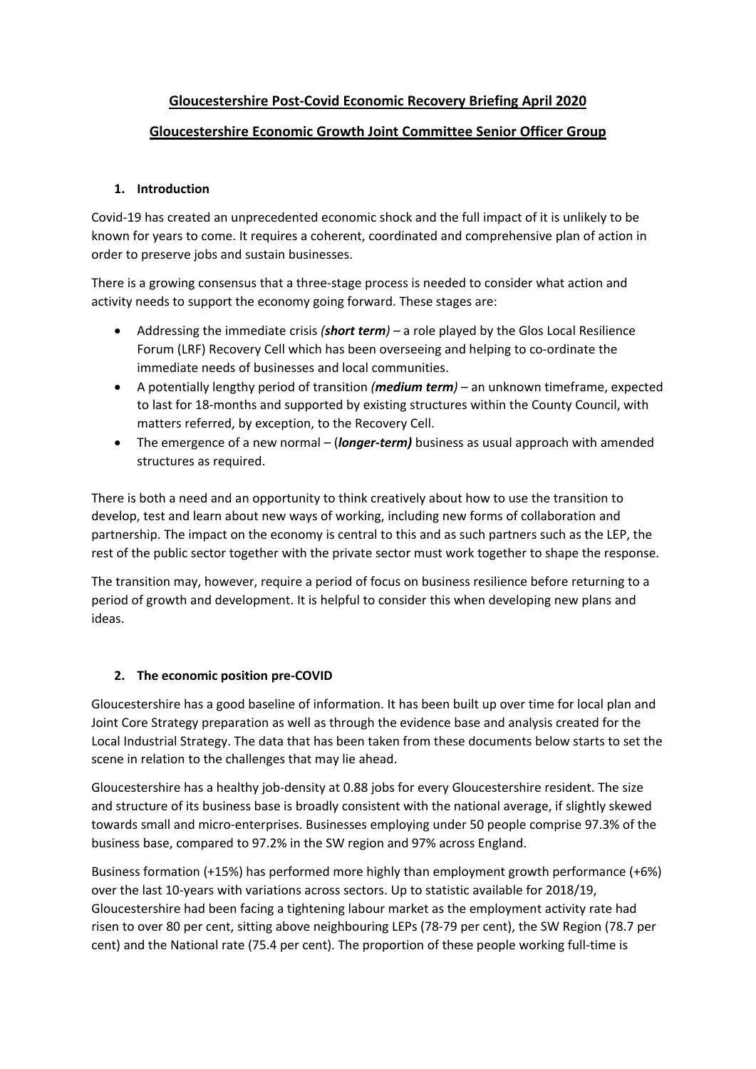# Gloucestershire Post-Covid Economic Recovery Briefing April 2020

## Gloucestershire Economic Growth Joint Committee Senior Officer Group

### 1. Introduction

Covid-19 has created an unprecedented economic shock and the full impact of it is unlikely to be known for years to come. It requires a coherent, coordinated and comprehensive plan of action in order to preserve jobs and sustain businesses.

There is a growing consensus that a three-stage process is needed to consider what action and activity needs to support the economy going forward. These stages are:

- Addressing the immediate crisis ***(short term)*** – a role played by the Glos Local Resilience Forum (LRF) Recovery Cell which has been overseeing and helping to co-ordinate the immediate needs of businesses and local communities.
- A potentially lengthy period of transition ***(medium term)*** – an unknown timeframe, expected to last for 18-months and supported by existing structures within the County Council, with matters referred, by exception, to the Recovery Cell.
- The emergence of a new normal – (***longer-term)*** business as usual approach with amended structures as required.

There is both a need and an opportunity to think creatively about how to use the transition to develop, test and learn about new ways of working, including new forms of collaboration and partnership. The impact on the economy is central to this and as such partners such as the LEP, the rest of the public sector together with the private sector must work together to shape the response.

The transition may, however, require a period of focus on business resilience before returning to a period of growth and development. It is helpful to consider this when developing new plans and ideas.

### 2. The economic position pre-COVID

Gloucestershire has a good baseline of information. It has been built up over time for local plan and Joint Core Strategy preparation as well as through the evidence base and analysis created for the Local Industrial Strategy. The data that has been taken from these documents below starts to set the scene in relation to the challenges that may lie ahead.

Gloucestershire has a healthy job-density at 0.88 jobs for every Gloucestershire resident. The size and structure of its business base is broadly consistent with the national average, if slightly skewed towards small and micro-enterprises. Businesses employing under 50 people comprise 97.3% of the business base, compared to 97.2% in the SW region and 97% across England.

Business formation (+15%) has performed more highly than employment growth performance (+6%) over the last 10-years with variations across sectors. Up to statistic available for 2018/19, Gloucestershire had been facing a tightening labour market as the employment activity rate had risen to over 80 per cent, sitting above neighbouring LEPs (78-79 per cent), the SW Region (78.7 per cent) and the National rate (75.4 per cent). The proportion of these people working full-time is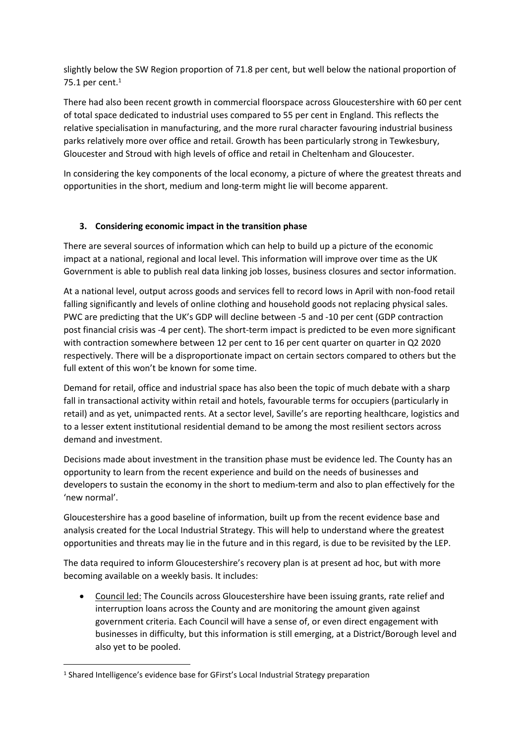slightly below the SW Region proportion of 71.8 per cent, but well below the national proportion of 75.1 per cent.[1]

There had also been recent growth in commercial floorspace across Gloucestershire with 60 per cent of total space dedicated to industrial uses compared to 55 per cent in England. This reflects the relative specialisation in manufacturing, and the more rural character favouring industrial business parks relatively more over office and retail. Growth has been particularly strong in Tewkesbury, Gloucester and Stroud with high levels of office and retail in Cheltenham and Gloucester.

In considering the key components of the local economy, a picture of where the greatest threats and opportunities in the short, medium and long-term might lie will become apparent.

### 3. Considering economic impact in the transition phase

There are several sources of information which can help to build up a picture of the economic impact at a national, regional and local level. This information will improve over time as the UK Government is able to publish real data linking job losses, business closures and sector information.

At a national level, output across goods and services fell to record lows in April with non-food retail falling significantly and levels of online clothing and household goods not replacing physical sales. PWC are predicting that the UK's GDP will decline between -5 and -10 per cent (GDP contraction post financial crisis was -4 per cent). The short-term impact is predicted to be even more significant with contraction somewhere between 12 per cent to 16 per cent quarter on quarter in Q2 2020 respectively. There will be a disproportionate impact on certain sectors compared to others but the full extent of this won't be known for some time.

Demand for retail, office and industrial space has also been the topic of much debate with a sharp fall in transactional activity within retail and hotels, favourable terms for occupiers (particularly in retail) and as yet, unimpacted rents. At a sector level, Saville's are reporting healthcare, logistics and to a lesser extent institutional residential demand to be among the most resilient sectors across demand and investment.

Decisions made about investment in the transition phase must be evidence led. The County has an opportunity to learn from the recent experience and build on the needs of businesses and developers to sustain the economy in the short to medium-term and also to plan effectively for the 'new normal'.

Gloucestershire has a good baseline of information, built up from the recent evidence base and analysis created for the Local Industrial Strategy. This will help to understand where the greatest opportunities and threats may lie in the future and in this regard, is due to be revisited by the LEP.

The data required to inform Gloucestershire's recovery plan is at present ad hoc, but with more becoming available on a weekly basis. It includes:

- Council led: The Councils across Gloucestershire have been issuing grants, rate relief and interruption loans across the County and are monitoring the amount given against government criteria. Each Council will have a sense of, or even direct engagement with businesses in difficulty, but this information is still emerging, at a District/Borough level and also yet to be pooled.

[1] Shared Intelligence's evidence base for GFirst's Local Industrial Strategy preparation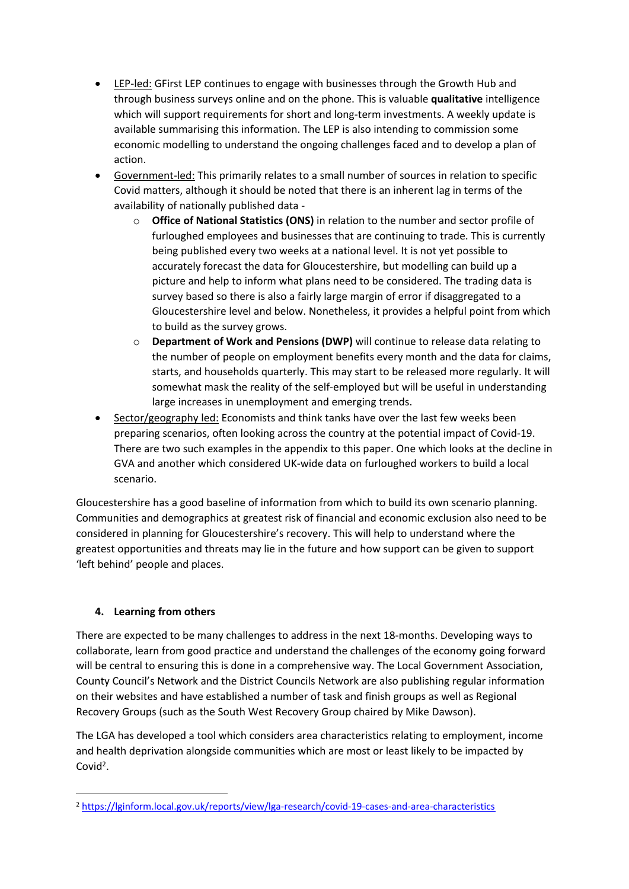- LEP-led: GFirst LEP continues to engage with businesses through the Growth Hub and through business surveys online and on the phone. This is valuable **qualitative** intelligence which will support requirements for short and long-term investments. A weekly update is available summarising this information. The LEP is also intending to commission some economic modelling to understand the ongoing challenges faced and to develop a plan of action.
- Government-led: This primarily relates to a small number of sources in relation to specific Covid matters, although it should be noted that there is an inherent lag in terms of the availability of nationally published data -
  - **Office of National Statistics (ONS)** in relation to the number and sector profile of furloughed employees and businesses that are continuing to trade. This is currently being published every two weeks at a national level. It is not yet possible to accurately forecast the data for Gloucestershire, but modelling can build up a picture and help to inform what plans need to be considered. The trading data is survey based so there is also a fairly large margin of error if disaggregated to a Gloucestershire level and below. Nonetheless, it provides a helpful point from which to build as the survey grows.
  - **Department of Work and Pensions (DWP)** will continue to release data relating to the number of people on employment benefits every month and the data for claims, starts, and households quarterly. This may start to be released more regularly. It will somewhat mask the reality of the self-employed but will be useful in understanding large increases in unemployment and emerging trends.
- Sector/geography led: Economists and think tanks have over the last few weeks been preparing scenarios, often looking across the country at the potential impact of Covid-19. There are two such examples in the appendix to this paper. One which looks at the decline in GVA and another which considered UK-wide data on furloughed workers to build a local scenario.

Gloucestershire has a good baseline of information from which to build its own scenario planning. Communities and demographics at greatest risk of financial and economic exclusion also need to be considered in planning for Gloucestershire's recovery. This will help to understand where the greatest opportunities and threats may lie in the future and how support can be given to support 'left behind' people and places.

## 4. Learning from others

There are expected to be many challenges to address in the next 18-months. Developing ways to collaborate, learn from good practice and understand the challenges of the economy going forward will be central to ensuring this is done in a comprehensive way. The Local Government Association, County Council's Network and the District Councils Network are also publishing regular information on their websites and have established a number of task and finish groups as well as Regional Recovery Groups (such as the South West Recovery Group chaired by Mike Dawson).

The LGA has developed a tool which considers area characteristics relating to employment, income and health deprivation alongside communities which are most or least likely to be impacted by Covid[2].

[2] https://lginform.local.gov.uk/reports/view/lga-research/covid-19-cases-and-area-characteristics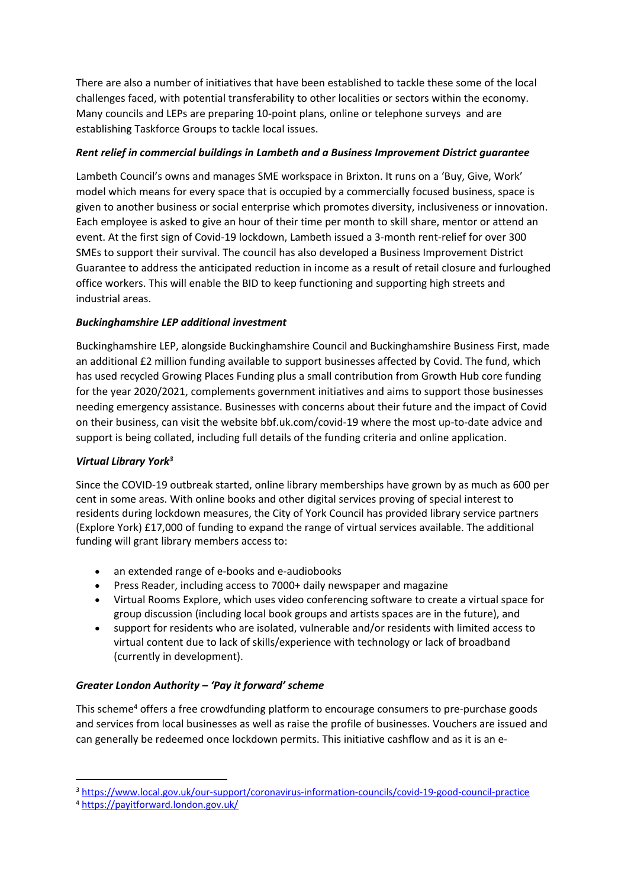There are also a number of initiatives that have been established to tackle these some of the local challenges faced, with potential transferability to other localities or sectors within the economy. Many councils and LEPs are preparing 10-point plans, online or telephone surveys and are establishing Taskforce Groups to tackle local issues.

***Rent relief in commercial buildings in Lambeth and a Business Improvement District guarantee***

Lambeth Council's owns and manages SME workspace in Brixton. It runs on a 'Buy, Give, Work' model which means for every space that is occupied by a commercially focused business, space is given to another business or social enterprise which promotes diversity, inclusiveness or innovation. Each employee is asked to give an hour of their time per month to skill share, mentor or attend an event. At the first sign of Covid-19 lockdown, Lambeth issued a 3-month rent-relief for over 300 SMEs to support their survival. The council has also developed a Business Improvement District Guarantee to address the anticipated reduction in income as a result of retail closure and furloughed office workers. This will enable the BID to keep functioning and supporting high streets and industrial areas.

***Buckinghamshire LEP additional investment***

Buckinghamshire LEP, alongside Buckinghamshire Council and Buckinghamshire Business First, made an additional £2 million funding available to support businesses affected by Covid. The fund, which has used recycled Growing Places Funding plus a small contribution from Growth Hub core funding for the year 2020/2021, complements government initiatives and aims to support those businesses needing emergency assistance. Businesses with concerns about their future and the impact of Covid on their business, can visit the website bbf.uk.com/covid-19 where the most up-to-date advice and support is being collated, including full details of the funding criteria and online application.

***Virtual Library York[3]***

Since the COVID-19 outbreak started, online library memberships have grown by as much as 600 per cent in some areas. With online books and other digital services proving of special interest to residents during lockdown measures, the City of York Council has provided library service partners (Explore York) £17,000 of funding to expand the range of virtual services available. The additional funding will grant library members access to:

- an extended range of e-books and e-audiobooks
- Press Reader, including access to 7000+ daily newspaper and magazine
- Virtual Rooms Explore, which uses video conferencing software to create a virtual space for group discussion (including local book groups and artists spaces are in the future), and
- support for residents who are isolated, vulnerable and/or residents with limited access to virtual content due to lack of skills/experience with technology or lack of broadband (currently in development).

***Greater London Authority – 'Pay it forward' scheme***

This scheme[4] offers a free crowdfunding platform to encourage consumers to pre-purchase goods and services from local businesses as well as raise the profile of businesses. Vouchers are issued and can generally be redeemed once lockdown permits. This initiative cashflow and as it is an e-

---

[3] https://www.local.gov.uk/our-support/coronavirus-information-councils/covid-19-good-council-practice

[4] https://payitforward.london.gov.uk/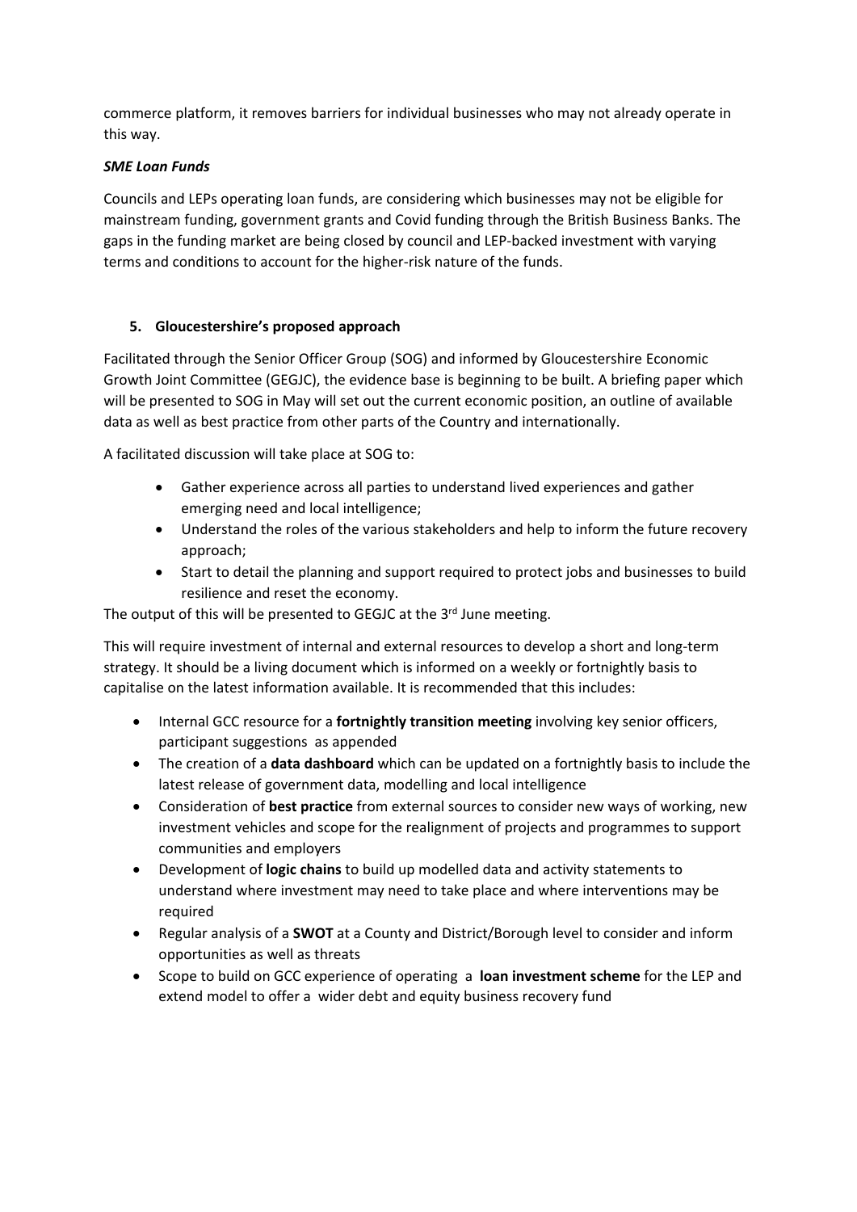commerce platform, it removes barriers for individual businesses who may not already operate in this way.

***SME Loan Funds***

Councils and LEPs operating loan funds, are considering which businesses may not be eligible for mainstream funding, government grants and Covid funding through the British Business Banks. The gaps in the funding market are being closed by council and LEP-backed investment with varying terms and conditions to account for the higher-risk nature of the funds.

## 5. Gloucestershire's proposed approach

Facilitated through the Senior Officer Group (SOG) and informed by Gloucestershire Economic Growth Joint Committee (GEGJC), the evidence base is beginning to be built. A briefing paper which will be presented to SOG in May will set out the current economic position, an outline of available data as well as best practice from other parts of the Country and internationally.

A facilitated discussion will take place at SOG to:

- Gather experience across all parties to understand lived experiences and gather emerging need and local intelligence;
- Understand the roles of the various stakeholders and help to inform the future recovery approach;
- Start to detail the planning and support required to protect jobs and businesses to build resilience and reset the economy.

The output of this will be presented to GEGJC at the 3rd June meeting.

This will require investment of internal and external resources to develop a short and long-term strategy. It should be a living document which is informed on a weekly or fortnightly basis to capitalise on the latest information available. It is recommended that this includes:

- Internal GCC resource for a **fortnightly transition meeting** involving key senior officers, participant suggestions as appended
- The creation of a **data dashboard** which can be updated on a fortnightly basis to include the latest release of government data, modelling and local intelligence
- Consideration of **best practice** from external sources to consider new ways of working, new investment vehicles and scope for the realignment of projects and programmes to support communities and employers
- Development of **logic chains** to build up modelled data and activity statements to understand where investment may need to take place and where interventions may be required
- Regular analysis of a **SWOT** at a County and District/Borough level to consider and inform opportunities as well as threats
- Scope to build on GCC experience of operating a **loan investment scheme** for the LEP and extend model to offer a wider debt and equity business recovery fund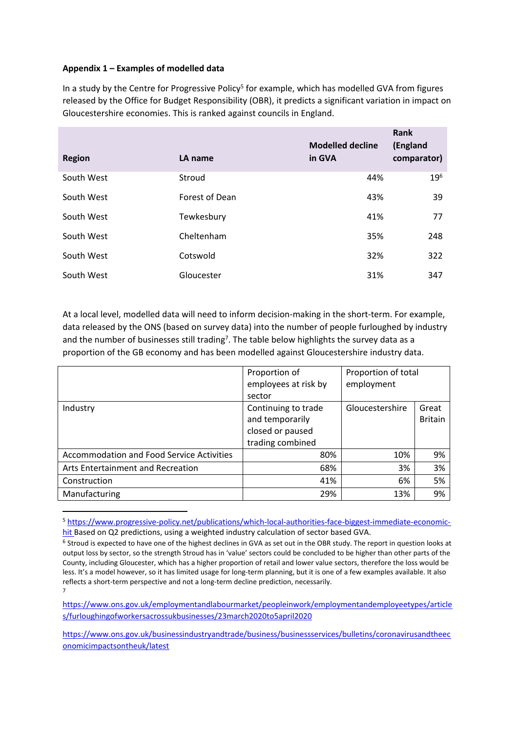**Appendix 1 – Examples of modelled data**

In a study by the Centre for Progressive Policy[5] for example, which has modelled GVA from figures released by the Office for Budget Responsibility (OBR), it predicts a significant variation in impact on Gloucestershire economies. This is ranked against councils in England.

| Region | LA name | Modelled decline in GVA | Rank (England comparator) |
|---|---|---|---|
| South West | Stroud | 44% | 19[6] |
| South West | Forest of Dean | 43% | 39 |
| South West | Tewkesbury | 41% | 77 |
| South West | Cheltenham | 35% | 248 |
| South West | Cotswold | 32% | 322 |
| South West | Gloucester | 31% | 347 |

At a local level, modelled data will need to inform decision-making in the short-term. For example, data released by the ONS (based on survey data) into the number of people furloughed by industry and the number of businesses still trading[7]. The table below highlights the survey data as a proportion of the GB economy and has been modelled against Gloucestershire industry data.

| | Proportion of employees at risk by sector | Proportion of total employment | |
|---|---|---|---|
| Industry | Continuing to trade and temporarily closed or paused trading combined | Gloucestershire | Great Britain |
| Accommodation and Food Service Activities | 80% | 10% | 9% |
| Arts Entertainment and Recreation | 68% | 3% | 3% |
| Construction | 41% | 6% | 5% |
| Manufacturing | 29% | 13% | 9% |

[5] https://www.progressive-policy.net/publications/which-local-authorities-face-biggest-immediate-economic-hit Based on Q2 predictions, using a weighted industry calculation of sector based GVA.

[6] Stroud is expected to have one of the highest declines in GVA as set out in the OBR study. The report in question looks at output loss by sector, so the strength Stroud has in 'value' sectors could be concluded to be higher than other parts of the County, including Gloucester, which has a higher proportion of retail and lower value sectors, therefore the loss would be less. It's a model however, so it has limited usage for long-term planning, but it is one of a few examples available. It also reflects a short-term perspective and not a long-term decline prediction, necessarily.

[7] https://www.ons.gov.uk/employmentandlabourmarket/peopleinwork/employmentandemployeetypes/articles/furloughingofworkersacrossukbusinesses/23march2020to5april2020

https://www.ons.gov.uk/businessindustryandtrade/business/businessservices/bulletins/coronavirusandtheeconomicimpactsontheuk/latest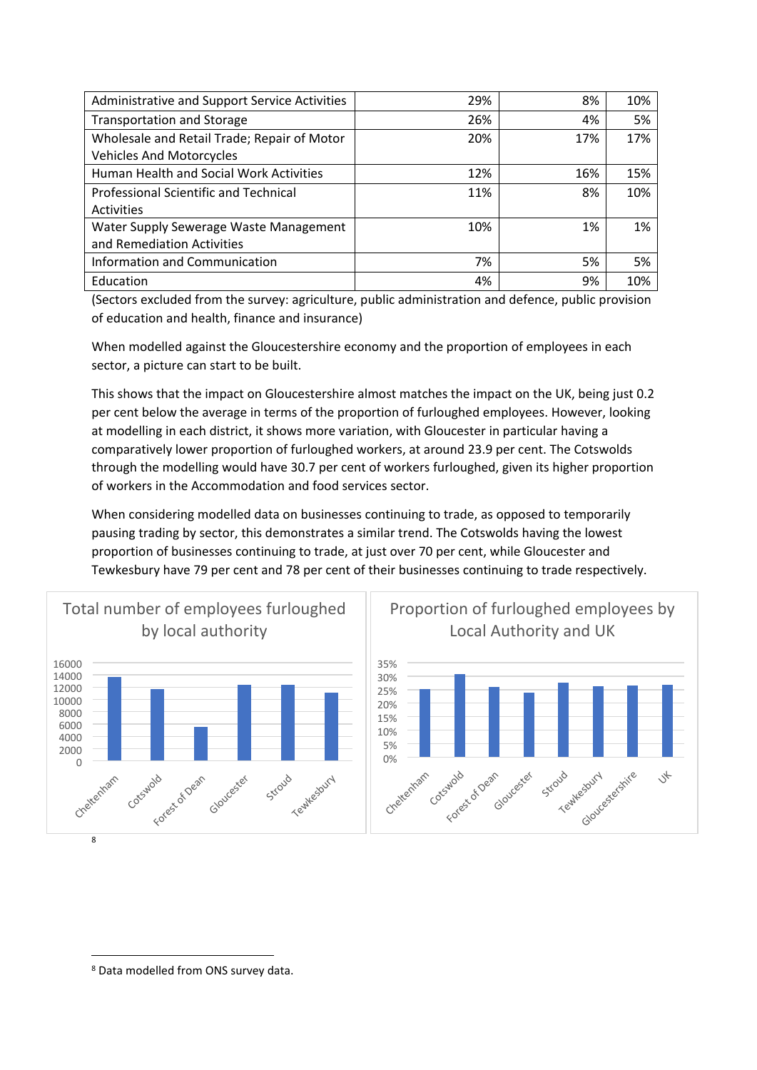| | | | |
|---|---|---|---|
| Administrative and Support Service Activities | 29% | 8% | 10% |
| Transportation and Storage | 26% | 4% | 5% |
| Wholesale and Retail Trade; Repair of Motor Vehicles And Motorcycles | 20% | 17% | 17% |
| Human Health and Social Work Activities | 12% | 16% | 15% |
| Professional Scientific and Technical Activities | 11% | 8% | 10% |
| Water Supply Sewerage Waste Management and Remediation Activities | 10% | 1% | 1% |
| Information and Communication | 7% | 5% | 5% |
| Education | 4% | 9% | 10% |

(Sectors excluded from the survey: agriculture, public administration and defence, public provision of education and health, finance and insurance)

When modelled against the Gloucestershire economy and the proportion of employees in each sector, a picture can start to be built.

This shows that the impact on Gloucestershire almost matches the impact on the UK, being just 0.2 per cent below the average in terms of the proportion of furloughed employees. However, looking at modelling in each district, it shows more variation, with Gloucester in particular having a comparatively lower proportion of furloughed workers, at around 23.9 per cent. The Cotswolds through the modelling would have 30.7 per cent of workers furloughed, given its higher proportion of workers in the Accommodation and food services sector.

When considering modelled data on businesses continuing to trade, as opposed to temporarily pausing trading by sector, this demonstrates a similar trend. The Cotswolds having the lowest proportion of businesses continuing to trade, at just over 70 per cent, while Gloucester and Tewkesbury have 79 per cent and 78 per cent of their businesses continuing to trade respectively.

Total number of employees furloughed by local authority

16000
14000
12000
10000
8000
6000
4000
2000
0

Cheltenham, Cotswold, Forest of Dean, Gloucester, Stroud, Tewkesbury

Proportion of furloughed employees by Local Authority and UK

35%
30%
25%
20%
15%
10%
5%
0%

Cheltenham, Cotswold, Forest of Dean, Gloucester, Stroud, Tewkesbury, Gloucestershire, UK

[8]

[8] Data modelled from ONS survey data.